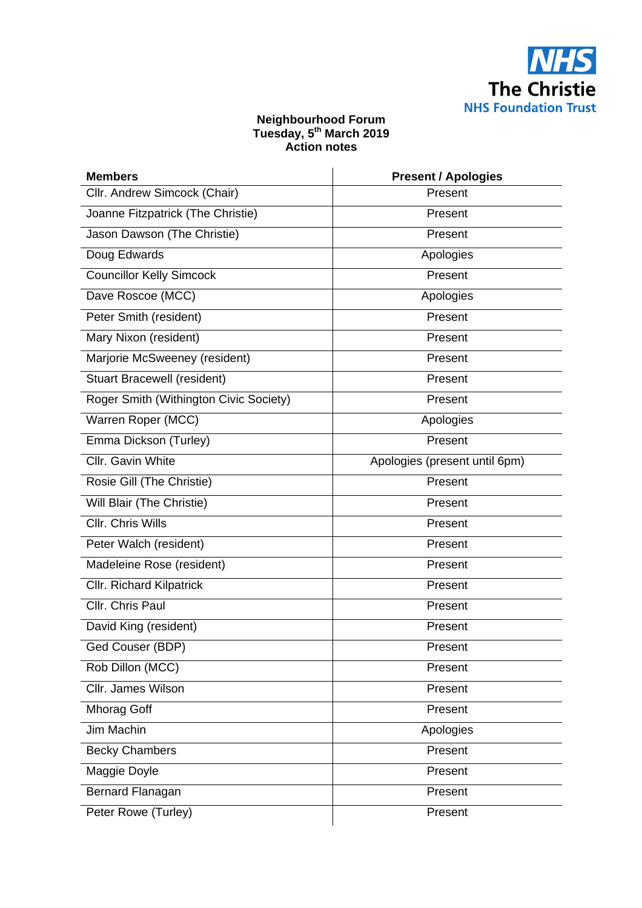NHS
The Christie
NHS Foundation Trust

**Neighbourhood Forum**
**Tuesday, 5th March 2019**
**Action notes**

| Members | Present / Apologies |
|---|---|
| Cllr. Andrew Simcock (Chair) | Present |
| Joanne Fitzpatrick (The Christie) | Present |
| Jason Dawson (The Christie) | Present |
| Doug Edwards | Apologies |
| Councillor Kelly Simcock | Present |
| Dave Roscoe (MCC) | Apologies |
| Peter Smith (resident) | Present |
| Mary Nixon (resident) | Present |
| Marjorie McSweeney (resident) | Present |
| Stuart Bracewell (resident) | Present |
| Roger Smith (Withington Civic Society) | Present |
| Warren Roper (MCC) | Apologies |
| Emma Dickson (Turley) | Present |
| Cllr. Gavin White | Apologies (present until 6pm) |
| Rosie Gill (The Christie) | Present |
| Will Blair (The Christie) | Present |
| Cllr. Chris Wills | Present |
| Peter Walch (resident) | Present |
| Madeleine Rose (resident) | Present |
| Cllr. Richard Kilpatrick | Present |
| Cllr. Chris Paul | Present |
| David King (resident) | Present |
| Ged Couser (BDP) | Present |
| Rob Dillon (MCC) | Present |
| Cllr. James Wilson | Present |
| Mhorag Goff | Present |
| Jim Machin | Apologies |
| Becky Chambers | Present |
| Maggie Doyle | Present |
| Bernard Flanagan | Present |
| Peter Rowe (Turley) | Present |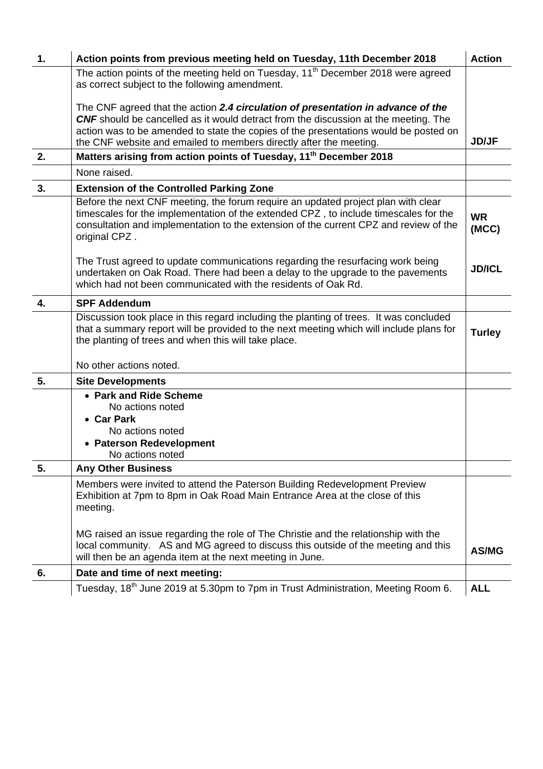| | | |
|---|---|---|
| **1.** | **Action points from previous meeting held on Tuesday, 11th December 2018** | **Action** |
| | The action points of the meeting held on Tuesday, 11th December 2018 were agreed as correct subject to the following amendment.<br><br>The CNF agreed that the action ***2.4 circulation of presentation in advance of the CNF*** should be cancelled as it would detract from the discussion at the meeting. The action was to be amended to state the copies of the presentations would be posted on the CNF website and emailed to members directly after the meeting. | **JD/JF** |
| **2.** | **Matters arising from action points of Tuesday, 11th December 2018** | |
| | None raised. | |
| **3.** | **Extension of the Controlled Parking Zone** | |
| | Before the next CNF meeting, the forum require an updated project plan with clear timescales for the implementation of the extended CPZ , to include timescales for the consultation and implementation to the extension of the current CPZ and review of the original CPZ . | **WR (MCC)** |
| | The Trust agreed to update communications regarding the resurfacing work being undertaken on Oak Road. There had been a delay to the upgrade to the pavements which had not been communicated with the residents of Oak Rd. | **JD/ICL** |
| **4.** | **SPF Addendum** | |
| | Discussion took place in this regard including the planting of trees. It was concluded that a summary report will be provided to the next meeting which will include plans for the planting of trees and when this will take place.<br><br>No other actions noted. | **Turley** |
| **5.** | **Site Developments** | |
| | • **Park and Ride Scheme**<br>No actions noted<br>• **Car Park**<br>No actions noted<br>• **Paterson Redevelopment**<br>No actions noted | |
| **5.** | **Any Other Business** | |
| | Members were invited to attend the Paterson Building Redevelopment Preview Exhibition at 7pm to 8pm in Oak Road Main Entrance Area at the close of this meeting. | |
| | MG raised an issue regarding the role of The Christie and the relationship with the local community. AS and MG agreed to discuss this outside of the meeting and this will then be an agenda item at the next meeting in June. | **AS/MG** |
| **6.** | **Date and time of next meeting:** | |
| | Tuesday, 18th June 2019 at 5.30pm to 7pm in Trust Administration, Meeting Room 6. | **ALL** |